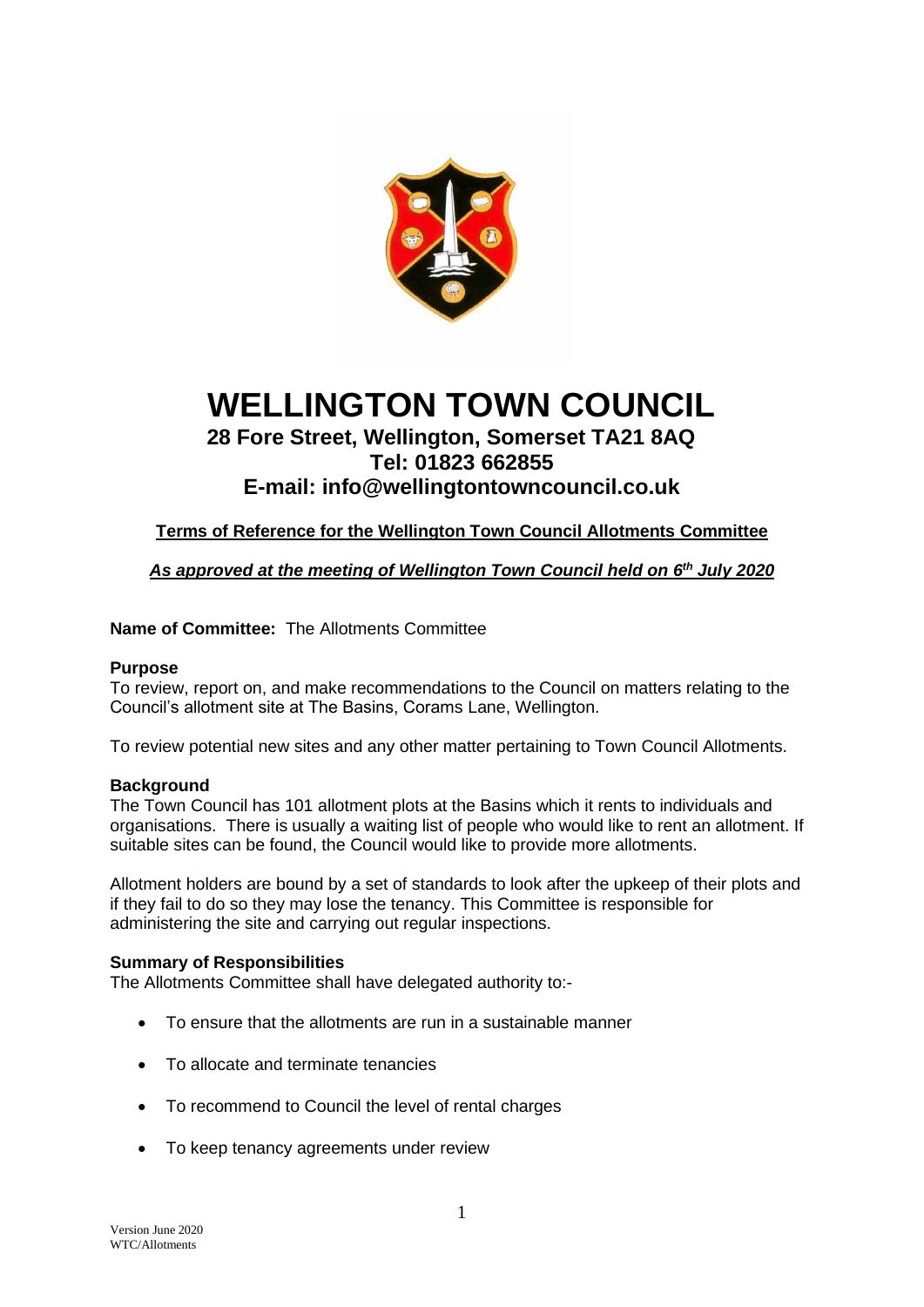# WELLINGTON TOWN COUNCIL

## 28 Fore Street, Wellington, Somerset TA21 8AQ
## Tel: 01823 662855
## E-mail: info@wellingtontowncouncil.co.uk

**Terms of Reference for the Wellington Town Council Allotments Committee**

***As approved at the meeting of Wellington Town Council held on 6th July 2020***

**Name of Committee:** The Allotments Committee

**Purpose**

To review, report on, and make recommendations to the Council on matters relating to the Council's allotment site at The Basins, Corams Lane, Wellington.

To review potential new sites and any other matter pertaining to Town Council Allotments.

**Background**

The Town Council has 101 allotment plots at the Basins which it rents to individuals and organisations. There is usually a waiting list of people who would like to rent an allotment. If suitable sites can be found, the Council would like to provide more allotments.

Allotment holders are bound by a set of standards to look after the upkeep of their plots and if they fail to do so they may lose the tenancy. This Committee is responsible for administering the site and carrying out regular inspections.

**Summary of Responsibilities**

The Allotments Committee shall have delegated authority to:-

- To ensure that the allotments are run in a sustainable manner
- To allocate and terminate tenancies
- To recommend to Council the level of rental charges
- To keep tenancy agreements under review

Version June 2020
WTC/Allotments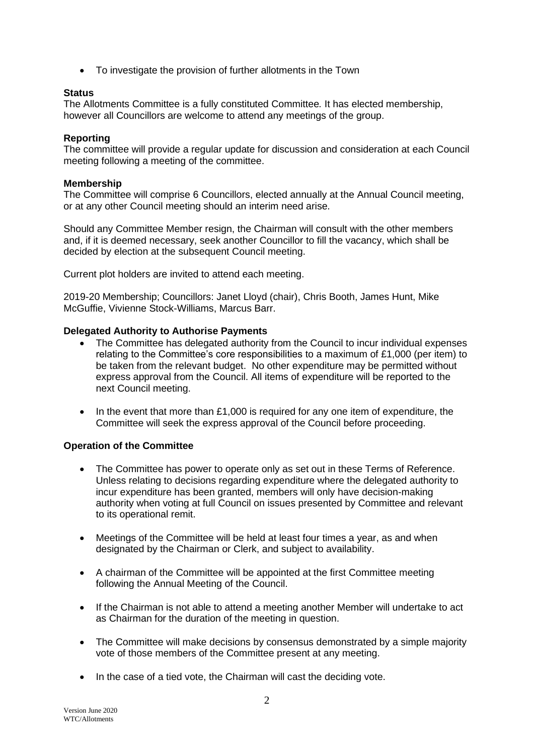- To investigate the provision of further allotments in the Town

**Status**

The Allotments Committee is a fully constituted Committee. It has elected membership, however all Councillors are welcome to attend any meetings of the group.

**Reporting**

The committee will provide a regular update for discussion and consideration at each Council meeting following a meeting of the committee.

**Membership**

The Committee will comprise 6 Councillors, elected annually at the Annual Council meeting, or at any other Council meeting should an interim need arise.

Should any Committee Member resign, the Chairman will consult with the other members and, if it is deemed necessary, seek another Councillor to fill the vacancy, which shall be decided by election at the subsequent Council meeting.

Current plot holders are invited to attend each meeting.

2019-20 Membership; Councillors: Janet Lloyd (chair), Chris Booth, James Hunt, Mike McGuffie, Vivienne Stock-Williams, Marcus Barr.

**Delegated Authority to Authorise Payments**

- The Committee has delegated authority from the Council to incur individual expenses relating to the Committee's core responsibilities to a maximum of £1,000 (per item) to be taken from the relevant budget. No other expenditure may be permitted without express approval from the Council. All items of expenditure will be reported to the next Council meeting.
- In the event that more than £1,000 is required for any one item of expenditure, the Committee will seek the express approval of the Council before proceeding.

**Operation of the Committee**

- The Committee has power to operate only as set out in these Terms of Reference. Unless relating to decisions regarding expenditure where the delegated authority to incur expenditure has been granted, members will only have decision-making authority when voting at full Council on issues presented by Committee and relevant to its operational remit.
- Meetings of the Committee will be held at least four times a year, as and when designated by the Chairman or Clerk, and subject to availability.
- A chairman of the Committee will be appointed at the first Committee meeting following the Annual Meeting of the Council.
- If the Chairman is not able to attend a meeting another Member will undertake to act as Chairman for the duration of the meeting in question.
- The Committee will make decisions by consensus demonstrated by a simple majority vote of those members of the Committee present at any meeting.
- In the case of a tied vote, the Chairman will cast the deciding vote.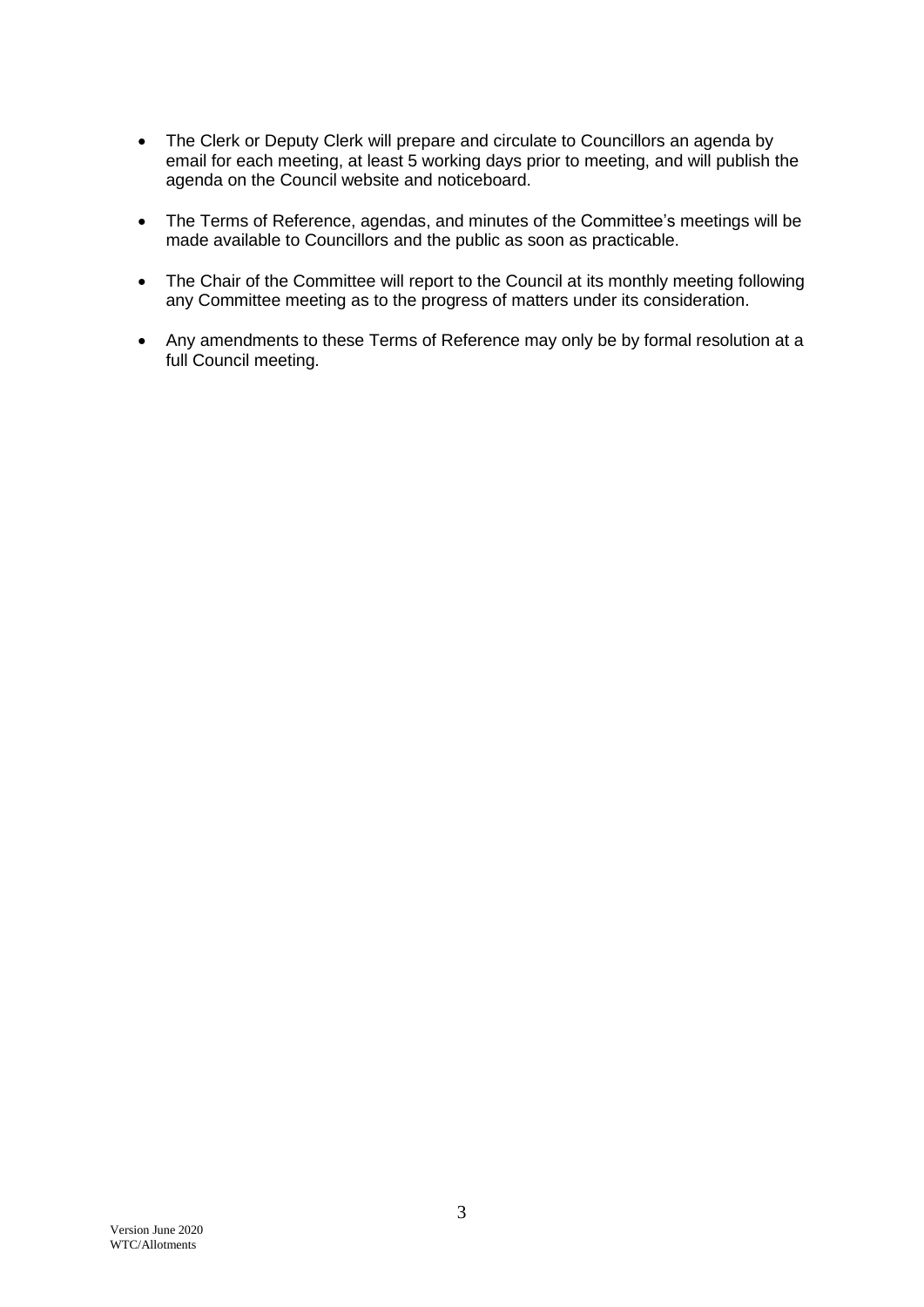- The Clerk or Deputy Clerk will prepare and circulate to Councillors an agenda by email for each meeting, at least 5 working days prior to meeting, and will publish the agenda on the Council website and noticeboard.

- The Terms of Reference, agendas, and minutes of the Committee's meetings will be made available to Councillors and the public as soon as practicable.

- The Chair of the Committee will report to the Council at its monthly meeting following any Committee meeting as to the progress of matters under its consideration.

- Any amendments to these Terms of Reference may only be by formal resolution at a full Council meeting.